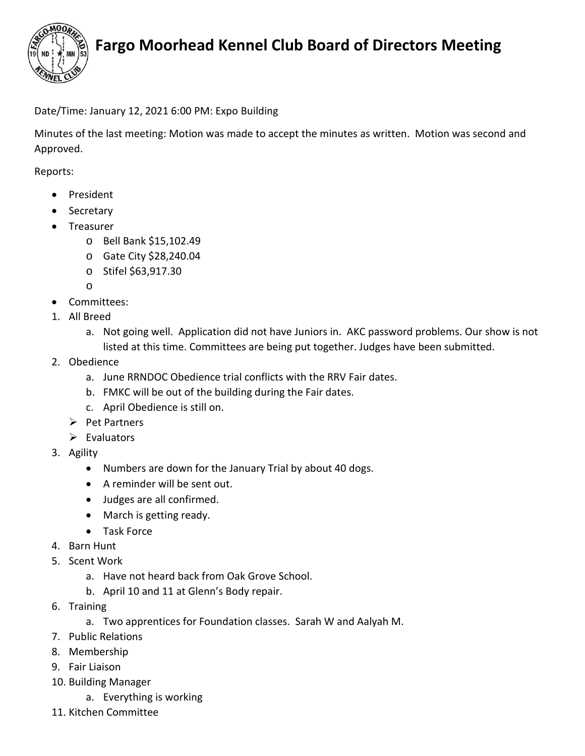# Fargo Moorhead Kennel Club Board of Directors Meeting

Date/Time: January 12, 2021 6:00 PM: Expo Building

Minutes of the last meeting: Motion was made to accept the minutes as written. Motion was second and Approved.

Reports:

- President
- Secretary
- Treasurer
  - Bell Bank $15,102.49
  - Gate City $28,240.04
  - Stifel $63,917.30
  -
- Committees:

1. All Breed
   a. Not going well. Application did not have Juniors in. AKC password problems. Our show is not listed at this time. Committees are being put together. Judges have been submitted.
2. Obedience
   a. June RRNDOC Obedience trial conflicts with the RRV Fair dates.
   b. FMKC will be out of the building during the Fair dates.
   c. April Obedience is still on.
   - Pet Partners
   - Evaluators
3. Agility
   - Numbers are down for the January Trial by about 40 dogs.
   - A reminder will be sent out.
   - Judges are all confirmed.
   - March is getting ready.
   - Task Force
4. Barn Hunt
5. Scent Work
   a. Have not heard back from Oak Grove School.
   b. April 10 and 11 at Glenn's Body repair.
6. Training
   a. Two apprentices for Foundation classes. Sarah W and Aalyah M.
7. Public Relations
8. Membership
9. Fair Liaison
10. Building Manager
    a. Everything is working
11. Kitchen Committee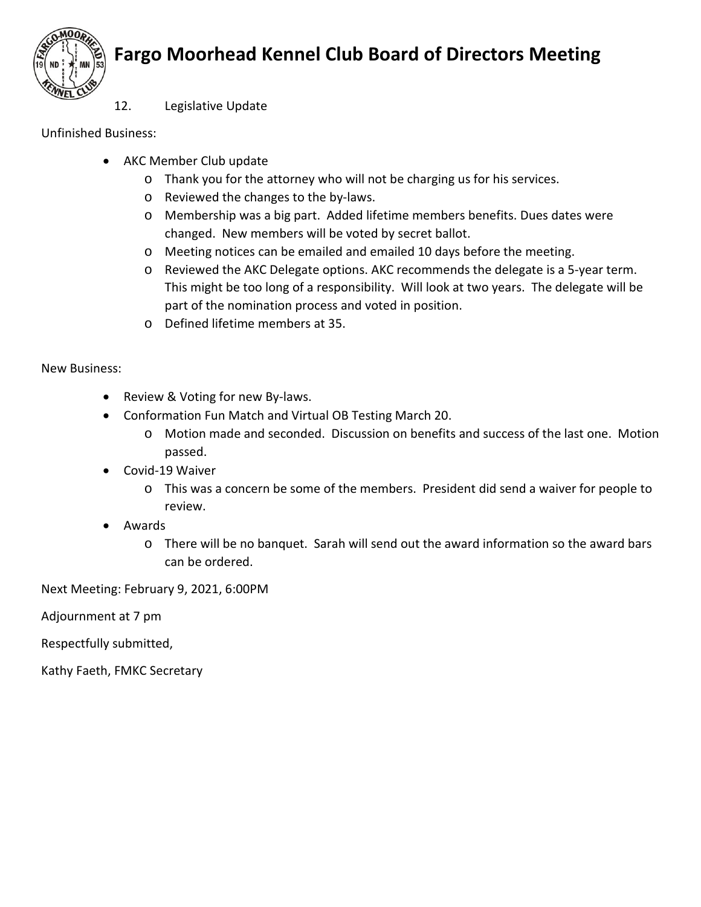12. Legislative Update

Unfinished Business:

- AKC Member Club update
  - Thank you for the attorney who will not be charging us for his services.
  - Reviewed the changes to the by-laws.
  - Membership was a big part. Added lifetime members benefits. Dues dates were changed. New members will be voted by secret ballot.
  - Meeting notices can be emailed and emailed 10 days before the meeting.
  - Reviewed the AKC Delegate options. AKC recommends the delegate is a 5-year term. This might be too long of a responsibility. Will look at two years. The delegate will be part of the nomination process and voted in position.
  - Defined lifetime members at 35.

New Business:

- Review & Voting for new By-laws.
- Conformation Fun Match and Virtual OB Testing March 20.
  - Motion made and seconded. Discussion on benefits and success of the last one. Motion passed.
- Covid-19 Waiver
  - This was a concern be some of the members. President did send a waiver for people to review.
- Awards
  - There will be no banquet. Sarah will send out the award information so the award bars can be ordered.

Next Meeting: February 9, 2021, 6:00PM

Adjournment at 7 pm

Respectfully submitted,

Kathy Faeth, FMKC Secretary